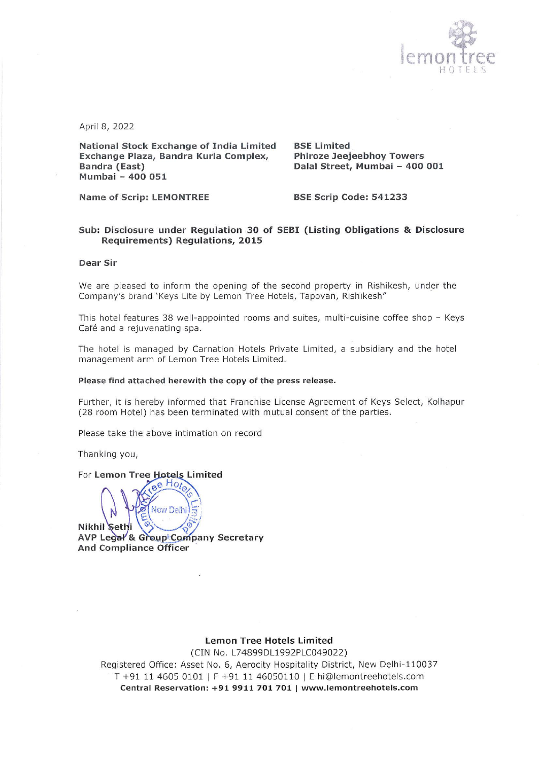April 8, 2022

**National Stock Exchange of India Limited**
**Exchange Plaza, Bandra Kurla Complex,**
**Bandra (East)**
**Mumbai – 400 051**

**Name of Scrip: LEMONTREE**

**BSE Limited**
**Phiroze Jeejeebhoy Towers**
**Dalal Street, Mumbai – 400 001**

**BSE Scrip Code: 541233**

**Sub: Disclosure under Regulation 30 of SEBI (Listing Obligations & Disclosure Requirements) Regulations, 2015**

**Dear Sir**

We are pleased to inform the opening of the second property in Rishikesh, under the Company's brand 'Keys Lite by Lemon Tree Hotels, Tapovan, Rishikesh"

This hotel features 38 well-appointed rooms and suites, multi-cuisine coffee shop – Keys Café and a rejuvenating spa.

The hotel is managed by Carnation Hotels Private Limited, a subsidiary and the hotel management arm of Lemon Tree Hotels Limited.

**Please find attached herewith the copy of the press release.**

Further, it is hereby informed that Franchise License Agreement of Keys Select, Kolhapur (28 room Hotel) has been terminated with mutual consent of the parties.

Please take the above intimation on record

Thanking you,

For **Lemon Tree Hotels Limited**

**Nikhil Sethi**
**AVP Legal & Group Company Secretary**
**And Compliance Officer**

**Lemon Tree Hotels Limited**
(CIN No. L74899DL1992PLC049022)
Registered Office: Asset No. 6, Aerocity Hospitality District, New Delhi-110037
T +91 11 4605 0101 | F +91 11 46050110 | E hi@lemontreehotels.com
**Central Reservation: +91 9911 701 701 | www.lemontreehotels.com**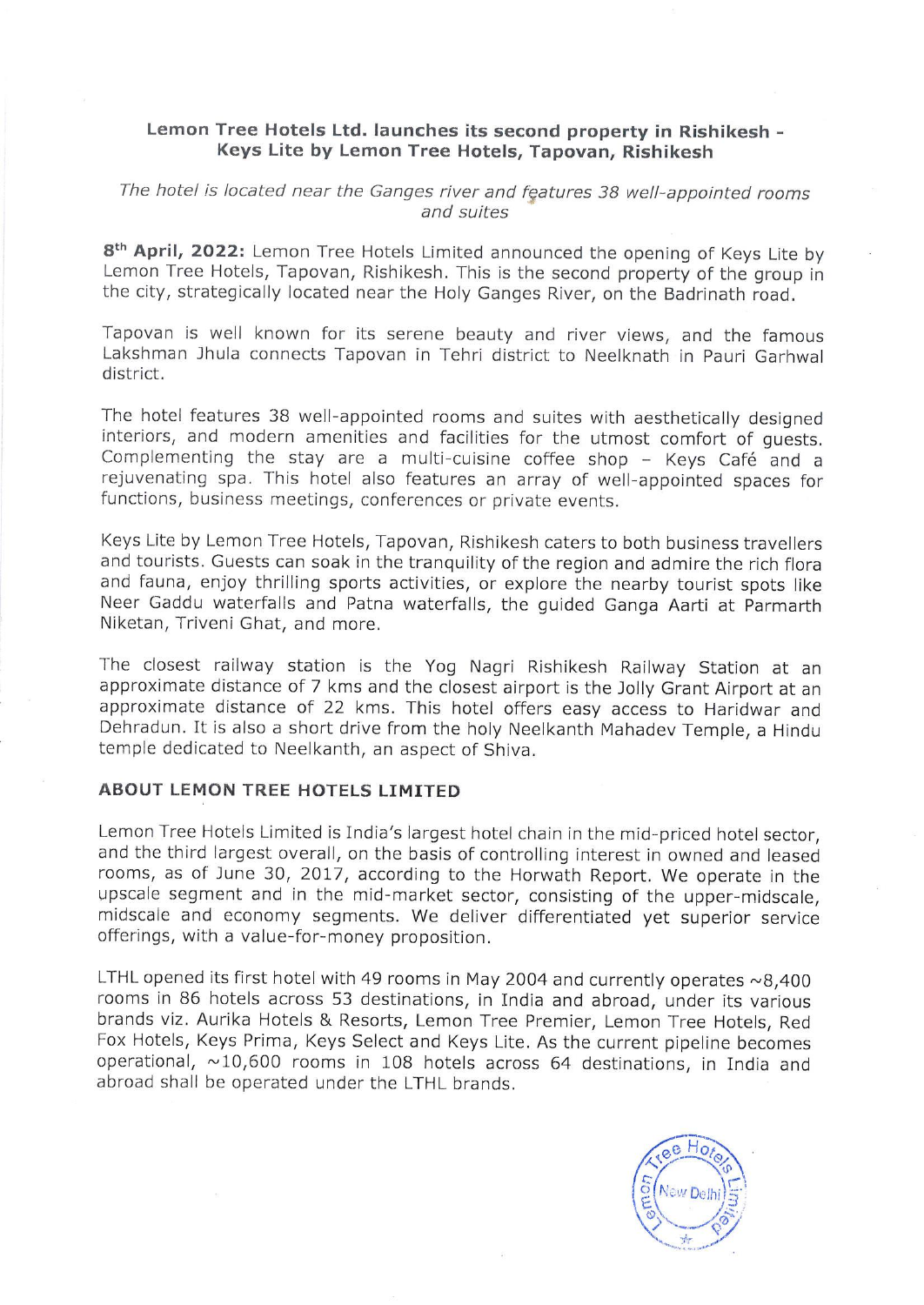**Lemon Tree Hotels Ltd. launches its second property in Rishikesh - Keys Lite by Lemon Tree Hotels, Tapovan, Rishikesh**

*The hotel is located near the Ganges river and features 38 well-appointed rooms and suites*

**8th April, 2022:** Lemon Tree Hotels Limited announced the opening of Keys Lite by Lemon Tree Hotels, Tapovan, Rishikesh. This is the second property of the group in the city, strategically located near the Holy Ganges River, on the Badrinath road.

Tapovan is well known for its serene beauty and river views, and the famous Lakshman Jhula connects Tapovan in Tehri district to Neelknath in Pauri Garhwal district.

The hotel features 38 well-appointed rooms and suites with aesthetically designed interiors, and modern amenities and facilities for the utmost comfort of guests. Complementing the stay are a multi-cuisine coffee shop – Keys Café and a rejuvenating spa. This hotel also features an array of well-appointed spaces for functions, business meetings, conferences or private events.

Keys Lite by Lemon Tree Hotels, Tapovan, Rishikesh caters to both business travellers and tourists. Guests can soak in the tranquility of the region and admire the rich flora and fauna, enjoy thrilling sports activities, or explore the nearby tourist spots like Neer Gaddu waterfalls and Patna waterfalls, the guided Ganga Aarti at Parmarth Niketan, Triveni Ghat, and more.

The closest railway station is the Yog Nagri Rishikesh Railway Station at an approximate distance of 7 kms and the closest airport is the Jolly Grant Airport at an approximate distance of 22 kms. This hotel offers easy access to Haridwar and Dehradun. It is also a short drive from the holy Neelkanth Mahadev Temple, a Hindu temple dedicated to Neelkanth, an aspect of Shiva.

## ABOUT LEMON TREE HOTELS LIMITED

Lemon Tree Hotels Limited is India's largest hotel chain in the mid-priced hotel sector, and the third largest overall, on the basis of controlling interest in owned and leased rooms, as of June 30, 2017, according to the Horwath Report. We operate in the upscale segment and in the mid-market sector, consisting of the upper-midscale, midscale and economy segments. We deliver differentiated yet superior service offerings, with a value-for-money proposition.

LTHL opened its first hotel with 49 rooms in May 2004 and currently operates ~8,400 rooms in 86 hotels across 53 destinations, in India and abroad, under its various brands viz. Aurika Hotels & Resorts, Lemon Tree Premier, Lemon Tree Hotels, Red Fox Hotels, Keys Prima, Keys Select and Keys Lite. As the current pipeline becomes operational, ~10,600 rooms in 108 hotels across 64 destinations, in India and abroad shall be operated under the LTHL brands.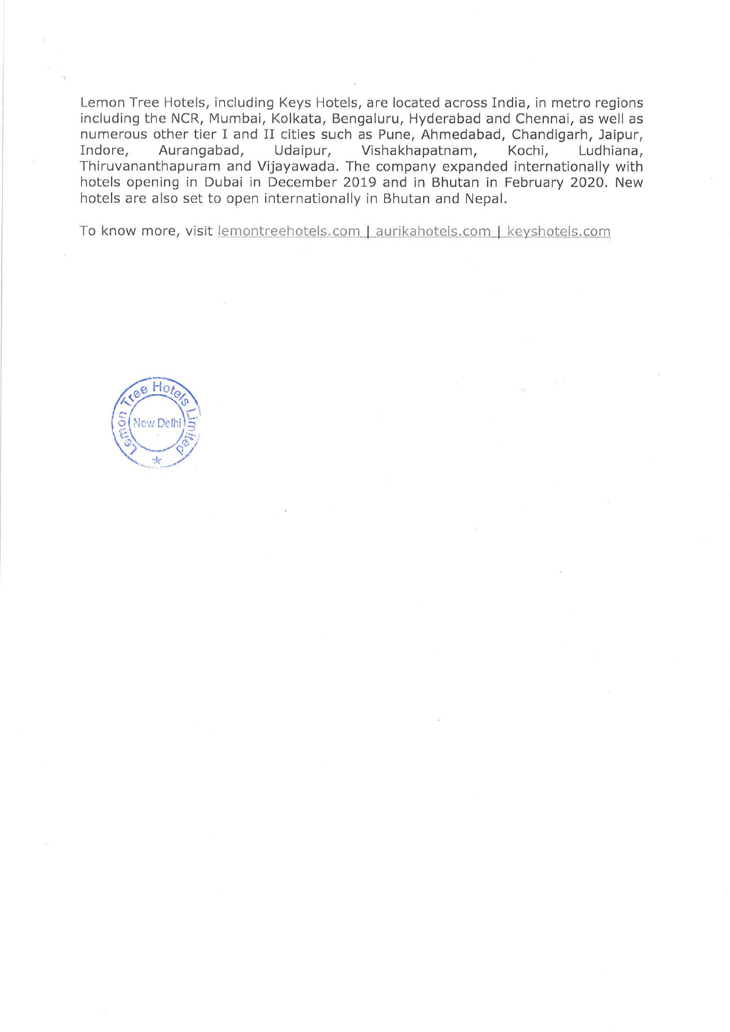Lemon Tree Hotels, including Keys Hotels, are located across India, in metro regions including the NCR, Mumbai, Kolkata, Bengaluru, Hyderabad and Chennai, as well as numerous other tier I and II cities such as Pune, Ahmedabad, Chandigarh, Jaipur, Indore, Aurangabad, Udaipur, Vishakhapatnam, Kochi, Ludhiana, Thiruvananthapuram and Vijayawada. The company expanded internationally with hotels opening in Dubai in December 2019 and in Bhutan in February 2020. New hotels are also set to open internationally in Bhutan and Nepal.

To know more, visit lemontreehotels.com | aurikahotels.com | keyshotels.com